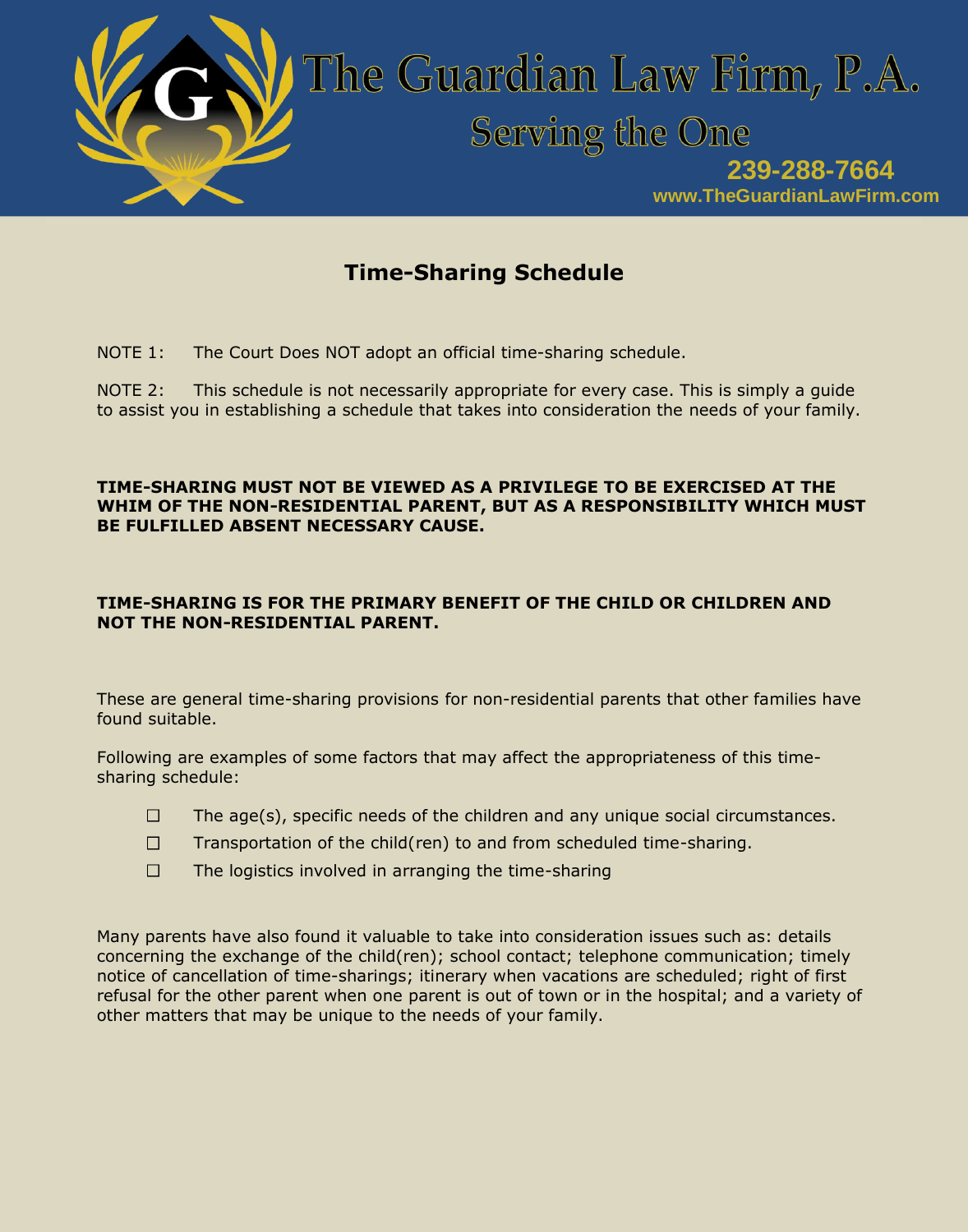The Guardian Law Firm, P.A.

Serving the One

239-288-7664

www.TheGuardianLawFirm.com

# Time-Sharing Schedule

NOTE 1: The Court Does NOT adopt an official time-sharing schedule.

NOTE 2: This schedule is not necessarily appropriate for every case. This is simply a guide to assist you in establishing a schedule that takes into consideration the needs of your family.

**TIME-SHARING MUST NOT BE VIEWED AS A PRIVILEGE TO BE EXERCISED AT THE WHIM OF THE NON-RESIDENTIAL PARENT, BUT AS A RESPONSIBILITY WHICH MUST BE FULFILLED ABSENT NECESSARY CAUSE.**

**TIME-SHARING IS FOR THE PRIMARY BENEFIT OF THE CHILD OR CHILDREN AND NOT THE NON-RESIDENTIAL PARENT.**

These are general time-sharing provisions for non-residential parents that other families have found suitable.

Following are examples of some factors that may affect the appropriateness of this time-sharing schedule:

- ☐ The age(s), specific needs of the children and any unique social circumstances.
- ☐ Transportation of the child(ren) to and from scheduled time-sharing.
- ☐ The logistics involved in arranging the time-sharing

Many parents have also found it valuable to take into consideration issues such as: details concerning the exchange of the child(ren); school contact; telephone communication; timely notice of cancellation of time-sharings; itinerary when vacations are scheduled; right of first refusal for the other parent when one parent is out of town or in the hospital; and a variety of other matters that may be unique to the needs of your family.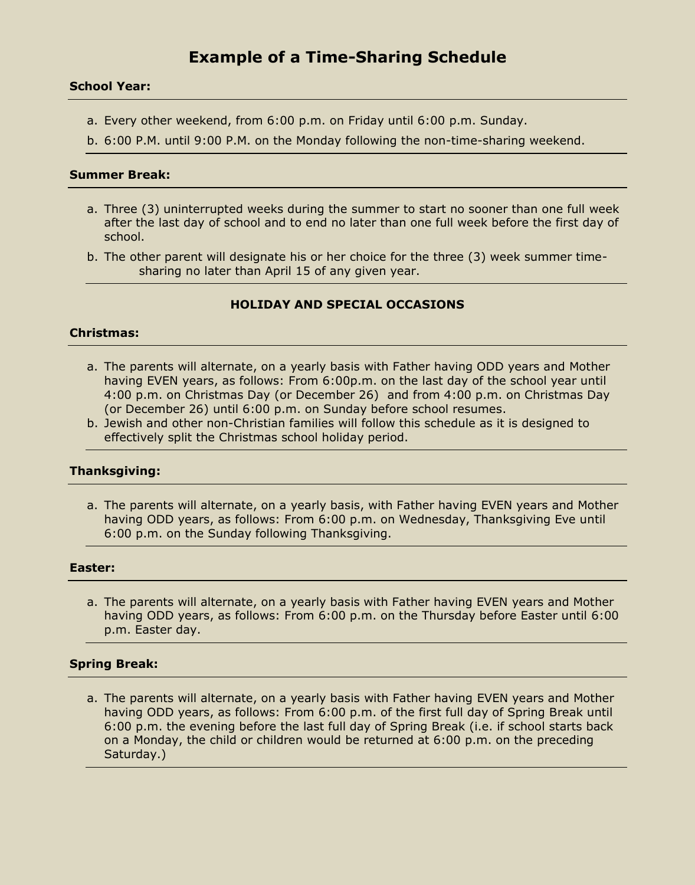# Example of a Time-Sharing Schedule

**School Year:**

a. Every other weekend, from 6:00 p.m. on Friday until 6:00 p.m. Sunday.
b. 6:00 P.M. until 9:00 P.M. on the Monday following the non-time-sharing weekend.

**Summer Break:**

a. Three (3) uninterrupted weeks during the summer to start no sooner than one full week after the last day of school and to end no later than one full week before the first day of school.
b. The other parent will designate his or her choice for the three (3) week summer time-sharing no later than April 15 of any given year.

**HOLIDAY AND SPECIAL OCCASIONS**

**Christmas:**

a. The parents will alternate, on a yearly basis with Father having ODD years and Mother having EVEN years, as follows: From 6:00p.m. on the last day of the school year until 4:00 p.m. on Christmas Day (or December 26) and from 4:00 p.m. on Christmas Day (or December 26) until 6:00 p.m. on Sunday before school resumes.
b. Jewish and other non-Christian families will follow this schedule as it is designed to effectively split the Christmas school holiday period.

**Thanksgiving:**

a. The parents will alternate, on a yearly basis, with Father having EVEN years and Mother having ODD years, as follows: From 6:00 p.m. on Wednesday, Thanksgiving Eve until 6:00 p.m. on the Sunday following Thanksgiving.

**Easter:**

a. The parents will alternate, on a yearly basis with Father having EVEN years and Mother having ODD years, as follows: From 6:00 p.m. on the Thursday before Easter until 6:00 p.m. Easter day.

**Spring Break:**

a. The parents will alternate, on a yearly basis with Father having EVEN years and Mother having ODD years, as follows: From 6:00 p.m. of the first full day of Spring Break until 6:00 p.m. the evening before the last full day of Spring Break (i.e. if school starts back on a Monday, the child or children would be returned at 6:00 p.m. on the preceding Saturday.)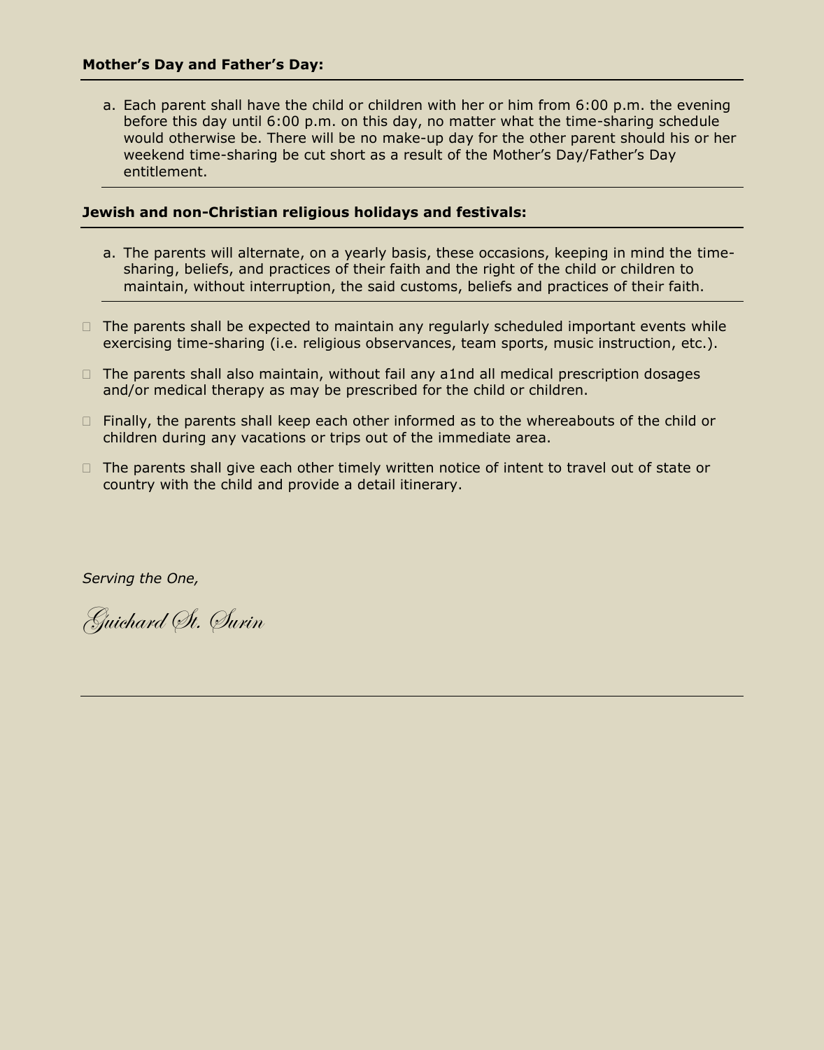**Mother's Day and Father's Day:**

a. Each parent shall have the child or children with her or him from 6:00 p.m. the evening before this day until 6:00 p.m. on this day, no matter what the time-sharing schedule would otherwise be. There will be no make-up day for the other parent should his or her weekend time-sharing be cut short as a result of the Mother's Day/Father's Day entitlement.

**Jewish and non-Christian religious holidays and festivals:**

a. The parents will alternate, on a yearly basis, these occasions, keeping in mind the time-sharing, beliefs, and practices of their faith and the right of the child or children to maintain, without interruption, the said customs, beliefs and practices of their faith.

- The parents shall be expected to maintain any regularly scheduled important events while exercising time-sharing (i.e. religious observances, team sports, music instruction, etc.).
- The parents shall also maintain, without fail any a1nd all medical prescription dosages and/or medical therapy as may be prescribed for the child or children.
- Finally, the parents shall keep each other informed as to the whereabouts of the child or children during any vacations or trips out of the immediate area.
- The parents shall give each other timely written notice of intent to travel out of state or country with the child and provide a detail itinerary.

*Serving the One,*

*Guichard St. Surin*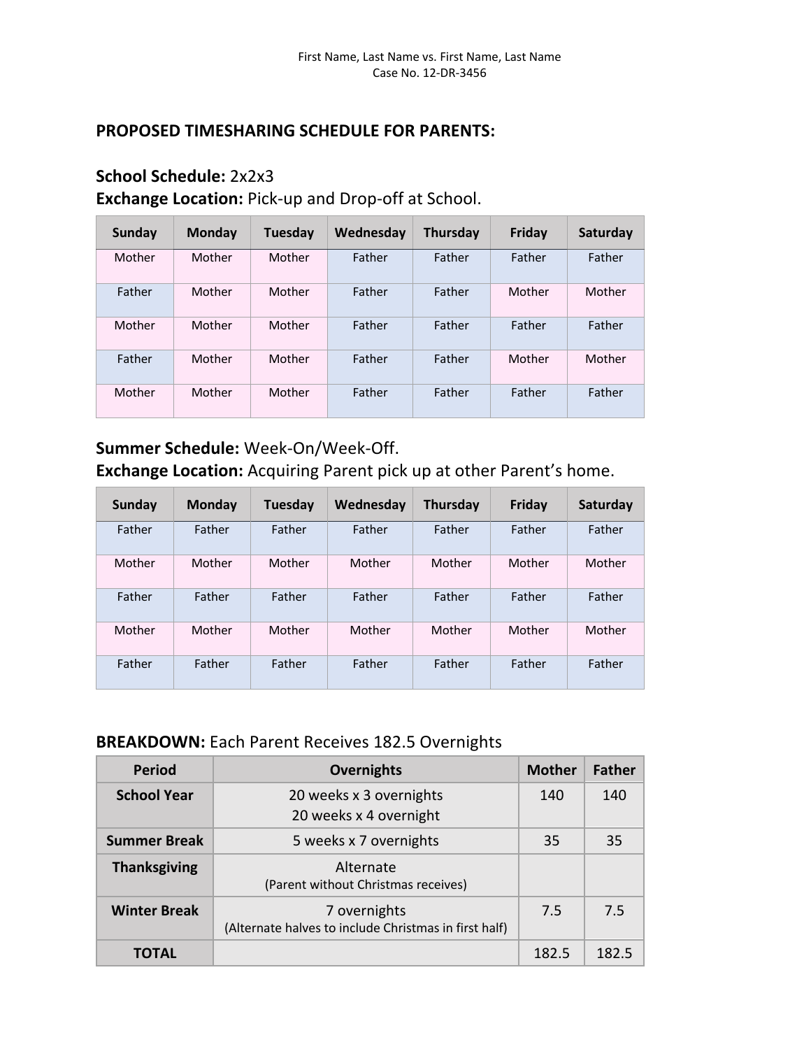## PROPOSED TIMESHARING SCHEDULE FOR PARENTS:

**School Schedule:** 2x2x3
**Exchange Location:** Pick-up and Drop-off at School.

| Sunday | Monday | Tuesday | Wednesday | Thursday | Friday | Saturday |
|---|---|---|---|---|---|---|
| Mother | Mother | Mother | Father | Father | Father | Father |
| Father | Mother | Mother | Father | Father | Mother | Mother |
| Mother | Mother | Mother | Father | Father | Father | Father |
| Father | Mother | Mother | Father | Father | Mother | Mother |
| Mother | Mother | Mother | Father | Father | Father | Father |

**Summer Schedule:** Week-On/Week-Off.
**Exchange Location:** Acquiring Parent pick up at other Parent's home.

| Sunday | Monday | Tuesday | Wednesday | Thursday | Friday | Saturday |
|---|---|---|---|---|---|---|
| Father | Father | Father | Father | Father | Father | Father |
| Mother | Mother | Mother | Mother | Mother | Mother | Mother |
| Father | Father | Father | Father | Father | Father | Father |
| Mother | Mother | Mother | Mother | Mother | Mother | Mother |
| Father | Father | Father | Father | Father | Father | Father |

**BREAKDOWN:** Each Parent Receives 182.5 Overnights

| Period | Overnights | Mother | Father |
|---|---|---|---|
| **School Year** | 20 weeks x 3 overnights<br>20 weeks x 4 overnight | 140 | 140 |
| **Summer Break** | 5 weeks x 7 overnights | 35 | 35 |
| **Thanksgiving** | Alternate<br>(Parent without Christmas receives) | | |
| **Winter Break** | 7 overnights<br>(Alternate halves to include Christmas in first half) | 7.5 | 7.5 |
| **TOTAL** | | 182.5 | 182.5 |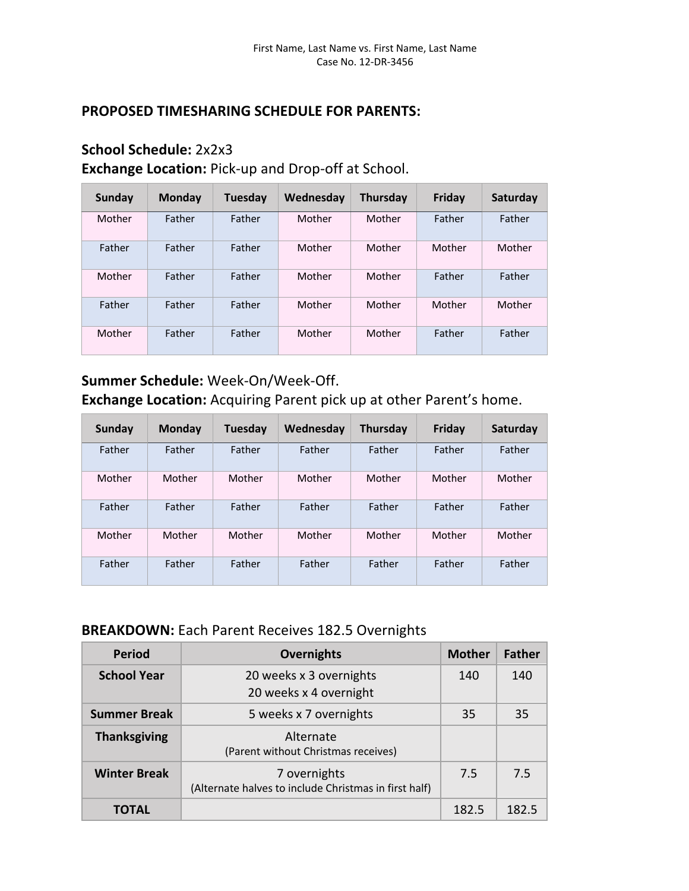First Name, Last Name vs. First Name, Last Name
Case No. 12-DR-3456

## PROPOSED TIMESHARING SCHEDULE FOR PARENTS:

**School Schedule:** 2x2x3
**Exchange Location:** Pick-up and Drop-off at School.

| Sunday | Monday | Tuesday | Wednesday | Thursday | Friday | Saturday |
|---|---|---|---|---|---|---|
| Mother | Father | Father | Mother | Mother | Father | Father |
| Father | Father | Father | Mother | Mother | Mother | Mother |
| Mother | Father | Father | Mother | Mother | Father | Father |
| Father | Father | Father | Mother | Mother | Mother | Mother |
| Mother | Father | Father | Mother | Mother | Father | Father |

**Summer Schedule:** Week-On/Week-Off.
**Exchange Location:** Acquiring Parent pick up at other Parent's home.

| Sunday | Monday | Tuesday | Wednesday | Thursday | Friday | Saturday |
|---|---|---|---|---|---|---|
| Father | Father | Father | Father | Father | Father | Father |
| Mother | Mother | Mother | Mother | Mother | Mother | Mother |
| Father | Father | Father | Father | Father | Father | Father |
| Mother | Mother | Mother | Mother | Mother | Mother | Mother |
| Father | Father | Father | Father | Father | Father | Father |

**BREAKDOWN:** Each Parent Receives 182.5 Overnights

| Period | Overnights | Mother | Father |
|---|---|---|---|
| **School Year** | 20 weeks x 3 overnights<br>20 weeks x 4 overnight | 140 | 140 |
| **Summer Break** | 5 weeks x 7 overnights | 35 | 35 |
| **Thanksgiving** | Alternate<br>(Parent without Christmas receives) | | |
| **Winter Break** | 7 overnights<br>(Alternate halves to include Christmas in first half) | 7.5 | 7.5 |
| **TOTAL** | | 182.5 | 182.5 |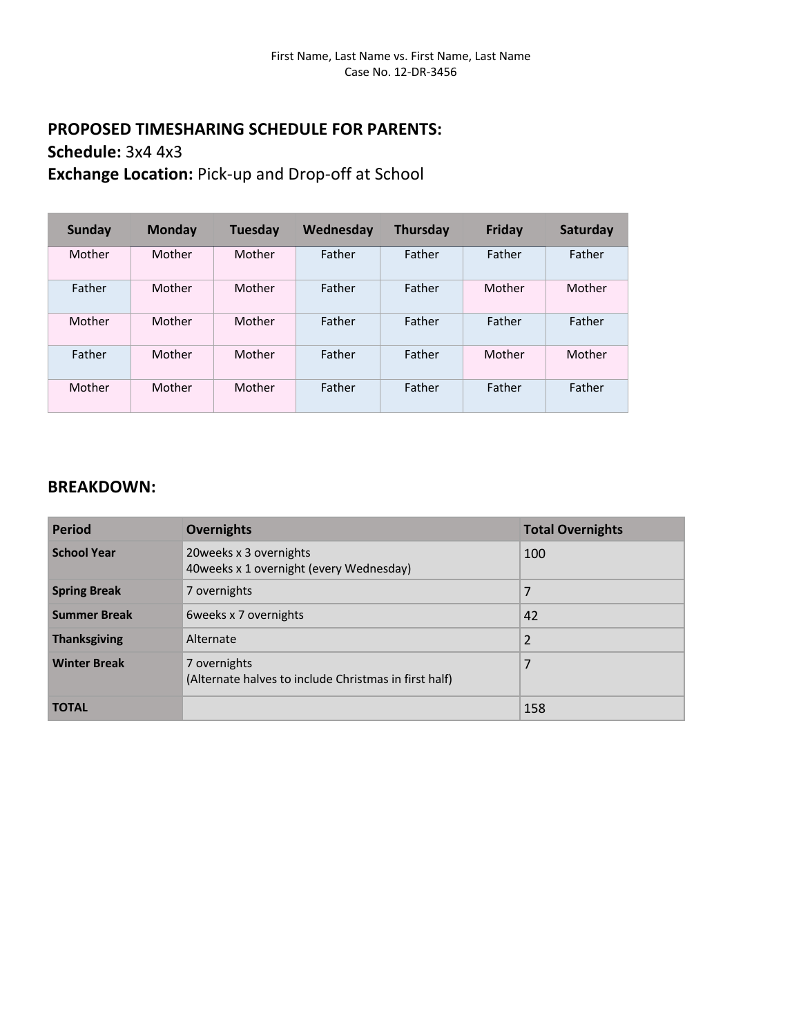First Name, Last Name vs. First Name, Last Name
Case No. 12-DR-3456

## PROPOSED TIMESHARING SCHEDULE FOR PARENTS:

**Schedule:** 3x4 4x3

**Exchange Location:** Pick-up and Drop-off at School

| Sunday | Monday | Tuesday | Wednesday | Thursday | Friday | Saturday |
|---|---|---|---|---|---|---|
| Mother | Mother | Mother | Father | Father | Father | Father |
| Father | Mother | Mother | Father | Father | Mother | Mother |
| Mother | Mother | Mother | Father | Father | Father | Father |
| Father | Mother | Mother | Father | Father | Mother | Mother |
| Mother | Mother | Mother | Father | Father | Father | Father |

## BREAKDOWN:

| Period | Overnights | Total Overnights |
|---|---|---|
| **School Year** | 20weeks x 3 overnights<br>40weeks x 1 overnight (every Wednesday) | 100 |
| **Spring Break** | 7 overnights | 7 |
| **Summer Break** | 6weeks x 7 overnights | 42 |
| **Thanksgiving** | Alternate | 2 |
| **Winter Break** | 7 overnights<br>(Alternate halves to include Christmas in first half) | 7 |
| **TOTAL** | | 158 |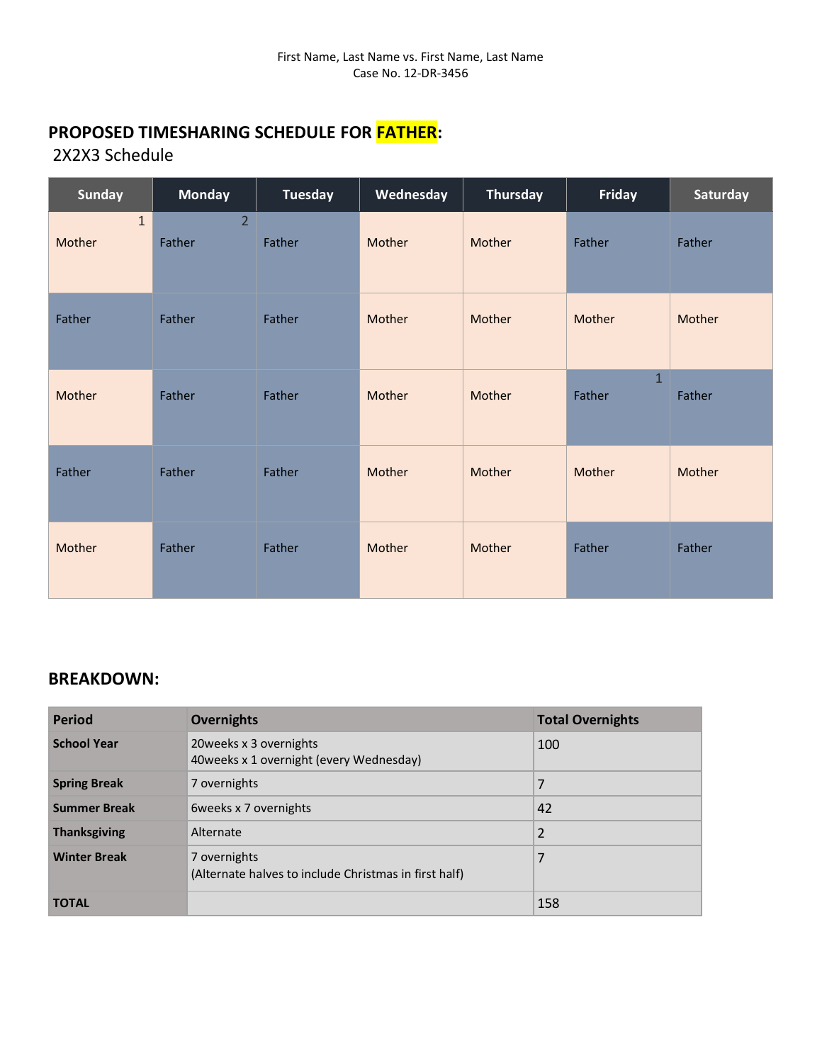First Name, Last Name vs. First Name, Last Name
Case No. 12-DR-3456

## PROPOSED TIMESHARING SCHEDULE FOR **FATHER**:

2X2X3 Schedule

| Sunday | Monday | Tuesday | Wednesday | Thursday | Friday | Saturday |
|---|---|---|---|---|---|---|
| 1 Mother | 2 Father | Father | Mother | Mother | Father | Father |
| Father | Father | Father | Mother | Mother | Mother | Mother |
| Mother | Father | Father | Mother | Mother | 1 Father | Father |
| Father | Father | Father | Mother | Mother | Mother | Mother |
| Mother | Father | Father | Mother | Mother | Father | Father |

## BREAKDOWN:

| Period | Overnights | Total Overnights |
|---|---|---|
| **School Year** | 20weeks x 3 overnights<br>40weeks x 1 overnight (every Wednesday) | 100 |
| **Spring Break** | 7 overnights | 7 |
| **Summer Break** | 6weeks x 7 overnights | 42 |
| **Thanksgiving** | Alternate | 2 |
| **Winter Break** | 7 overnights<br>(Alternate halves to include Christmas in first half) | 7 |
| **TOTAL** | | 158 |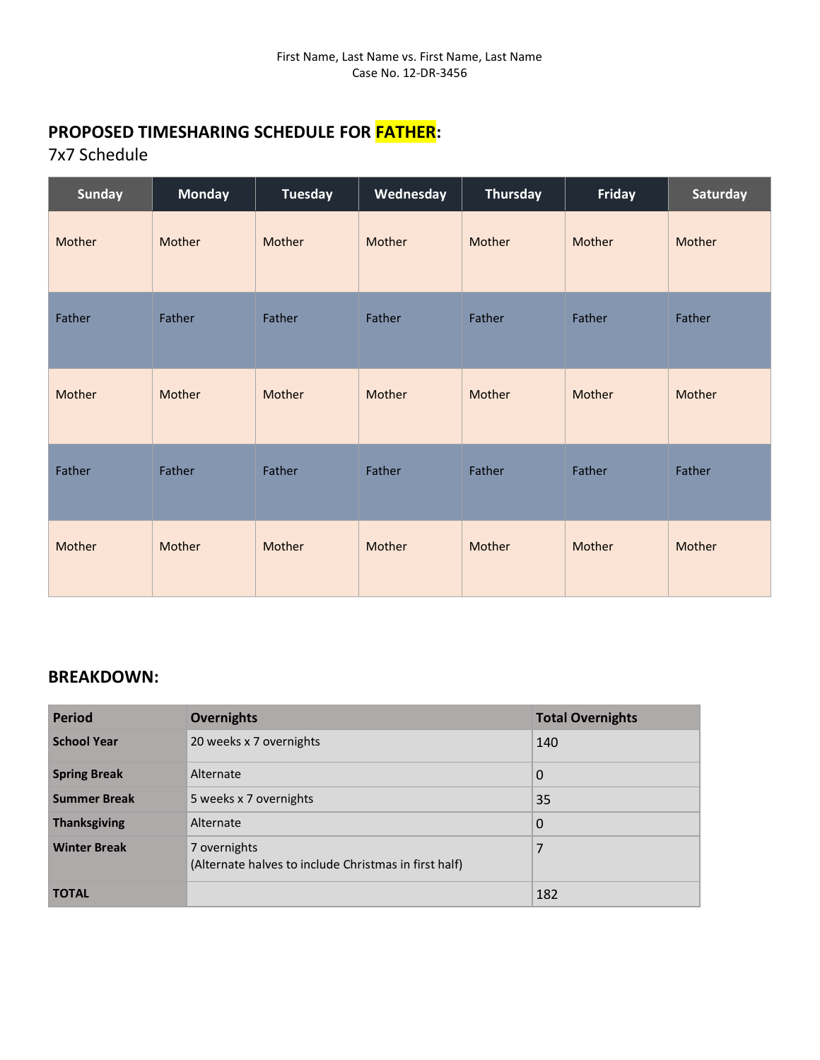First Name, Last Name vs. First Name, Last Name
Case No. 12-DR-3456

## PROPOSED TIMESHARING SCHEDULE FOR FATHER:

7x7 Schedule

| Sunday | Monday | Tuesday | Wednesday | Thursday | Friday | Saturday |
|---|---|---|---|---|---|---|
| Mother | Mother | Mother | Mother | Mother | Mother | Mother |
| Father | Father | Father | Father | Father | Father | Father |
| Mother | Mother | Mother | Mother | Mother | Mother | Mother |
| Father | Father | Father | Father | Father | Father | Father |
| Mother | Mother | Mother | Mother | Mother | Mother | Mother |

## BREAKDOWN:

| Period | Overnights | Total Overnights |
|---|---|---|
| **School Year** | 20 weeks x 7 overnights | 140 |
| **Spring Break** | Alternate | 0 |
| **Summer Break** | 5 weeks x 7 overnights | 35 |
| **Thanksgiving** | Alternate | 0 |
| **Winter Break** | 7 overnights<br>(Alternate halves to include Christmas in first half) | 7 |
| **TOTAL** | | 182 |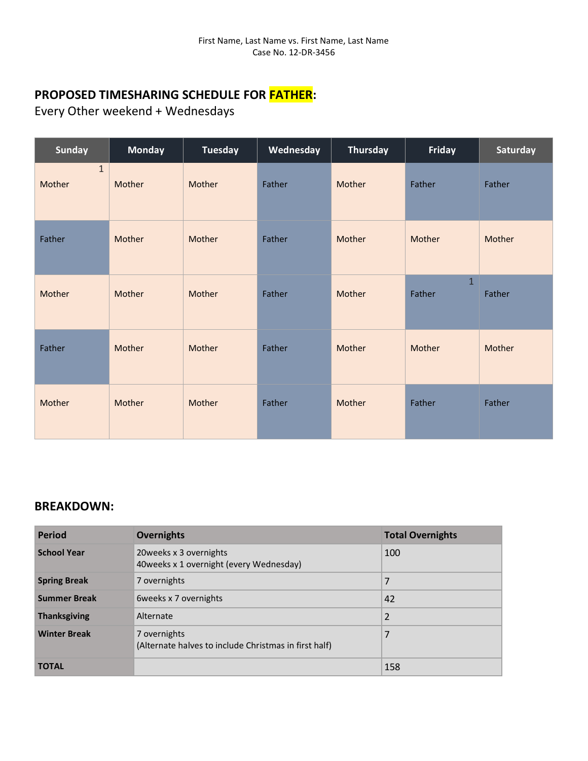First Name, Last Name vs. First Name, Last Name
Case No. 12-DR-3456

## PROPOSED TIMESHARING SCHEDULE FOR FATHER:

Every Other weekend + Wednesdays

| Sunday | Monday | Tuesday | Wednesday | Thursday | Friday | Saturday |
|---|---|---|---|---|---|---|
| 1 Mother | Mother | Mother | Father | Mother | Father | Father |
| Father | Mother | Mother | Father | Mother | Mother | Mother |
| Mother | Mother | Mother | Father | Mother | 1 Father | Father |
| Father | Mother | Mother | Father | Mother | Mother | Mother |
| Mother | Mother | Mother | Father | Mother | Father | Father |

## BREAKDOWN:

| Period | Overnights | Total Overnights |
|---|---|---|
| **School Year** | 20weeks x 3 overnights<br>40weeks x 1 overnight (every Wednesday) | 100 |
| **Spring Break** | 7 overnights | 7 |
| **Summer Break** | 6weeks x 7 overnights | 42 |
| **Thanksgiving** | Alternate | 2 |
| **Winter Break** | 7 overnights<br>(Alternate halves to include Christmas in first half) | 7 |
| **TOTAL** | | 158 |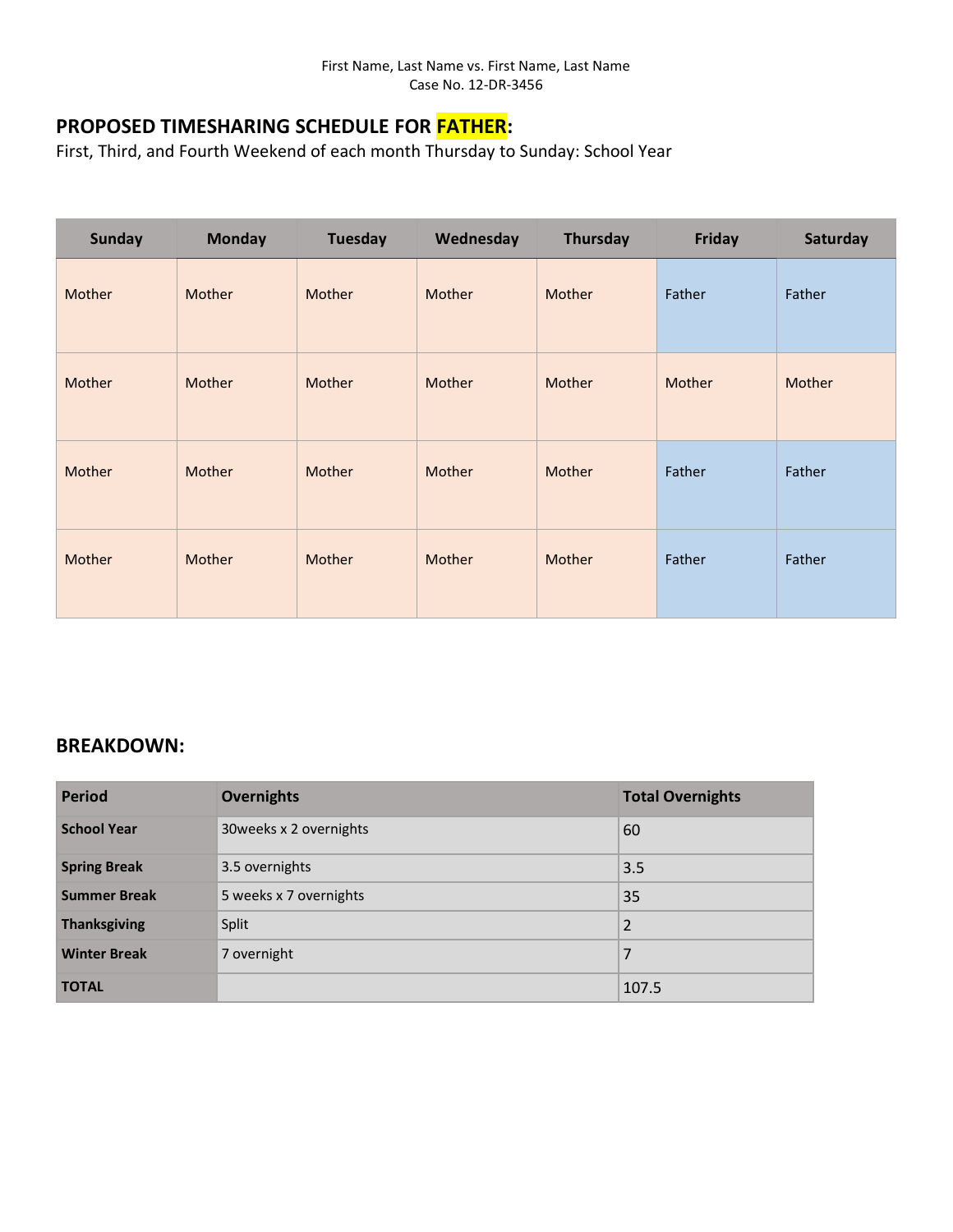First Name, Last Name vs. First Name, Last Name
Case No. 12-DR-3456

## PROPOSED TIMESHARING SCHEDULE FOR FATHER:

First, Third, and Fourth Weekend of each month Thursday to Sunday: School Year

| Sunday | Monday | Tuesday | Wednesday | Thursday | Friday | Saturday |
|---|---|---|---|---|---|---|
| Mother | Mother | Mother | Mother | Mother | Father | Father |
| Mother | Mother | Mother | Mother | Mother | Mother | Mother |
| Mother | Mother | Mother | Mother | Mother | Father | Father |
| Mother | Mother | Mother | Mother | Mother | Father | Father |

## BREAKDOWN:

| Period | Overnights | Total Overnights |
|---|---|---|
| **School Year** | 30weeks x 2 overnights | 60 |
| **Spring Break** | 3.5 overnights | 3.5 |
| **Summer Break** | 5 weeks x 7 overnights | 35 |
| **Thanksgiving** | Split | 2 |
| **Winter Break** | 7 overnight | 7 |
| **TOTAL** | | 107.5 |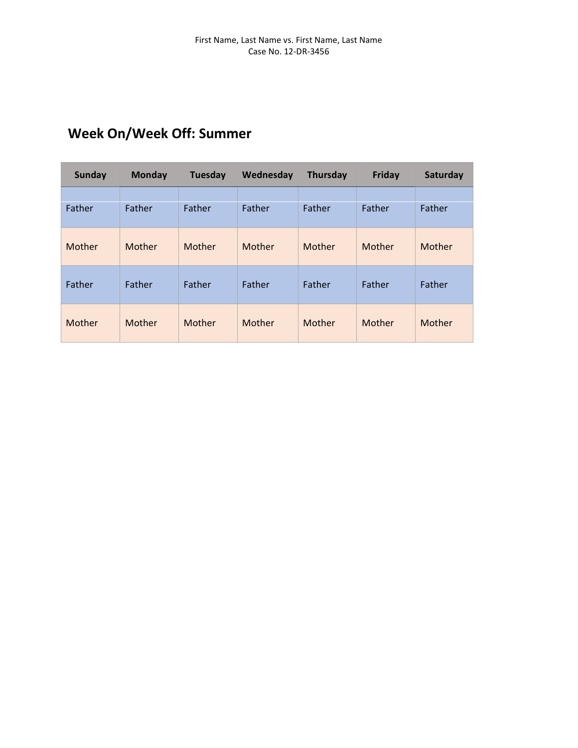## Week On/Week Off: Summer

| Sunday | Monday | Tuesday | Wednesday | Thursday | Friday | Saturday |
|---|---|---|---|---|---|---|
| | | | | | | |
| Father | Father | Father | Father | Father | Father | Father |
| Mother | Mother | Mother | Mother | Mother | Mother | Mother |
| Father | Father | Father | Father | Father | Father | Father |
| Mother | Mother | Mother | Mother | Mother | Mother | Mother |